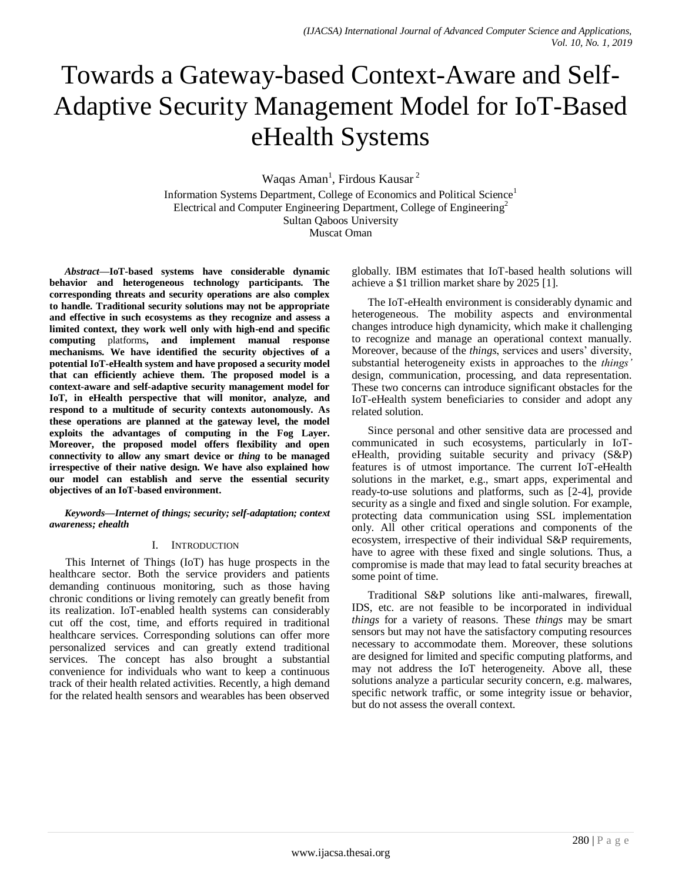// Towards a Gateway-based Context-Aware and Self-Adaptive Security Management Model for IoT-Based eHealth Systems

Waqas Aman[1], Firdous Kausar[2]

Information Systems Department, College of Economics and Political Science[1]
Electrical and Computer Engineering Department, College of Engineering[2]
Sultan Qaboos University
Muscat Oman

***Abstract*—IoT-based systems have considerable dynamic behavior and heterogeneous technology participants. The corresponding threats and security operations are also complex to handle. Traditional security solutions may not be appropriate and effective in such ecosystems as they recognize and assess a limited context, they work well only with high-end and specific computing platforms, and implement manual response mechanisms. We have identified the security objectives of a potential IoT-eHealth system and have proposed a security model that can efficiently achieve them. The proposed model is a context-aware and self-adaptive security management model for IoT, in eHealth perspective that will monitor, analyze, and respond to a multitude of security contexts autonomously. As these operations are planned at the gateway level, the model exploits the advantages of computing in the Fog Layer. Moreover, the proposed model offers flexibility and open connectivity to allow any smart device or *thing* to be managed irrespective of their native design. We have also explained how our model can establish and serve the essential security objectives of an IoT-based environment.**

***Keywords*—Internet of things; security; self-adaptation; context awareness; ehealth**

## I. Introduction

This Internet of Things (IoT) has huge prospects in the healthcare sector. Both the service providers and patients demanding continuous monitoring, such as those having chronic conditions or living remotely can greatly benefit from its realization. IoT-enabled health systems can considerably cut off the cost, time, and efforts required in traditional healthcare services. Corresponding solutions can offer more personalized services and can greatly extend traditional services. The concept has also brought a substantial convenience for individuals who want to keep a continuous track of their health related activities. Recently, a high demand for the related health sensors and wearables has been observed globally. IBM estimates that IoT-based health solutions will achieve a $1 trillion market share by 2025 [1].

The IoT-eHealth environment is considerably dynamic and heterogeneous. The mobility aspects and environmental changes introduce high dynamicity, which make it challenging to recognize and manage an operational context manually. Moreover, because of the *things*, services and users' diversity, substantial heterogeneity exists in approaches to the *things'* design, communication, processing, and data representation. These two concerns can introduce significant obstacles for the IoT-eHealth system beneficiaries to consider and adopt any related solution.

Since personal and other sensitive data are processed and communicated in such ecosystems, particularly in IoT-eHealth, providing suitable security and privacy (S&P) features is of utmost importance. The current IoT-eHealth solutions in the market, e.g., smart apps, experimental and ready-to-use solutions and platforms, such as [2-4], provide security as a single and fixed and single solution. For example, protecting data communication using SSL implementation only. All other critical operations and components of the ecosystem, irrespective of their individual S&P requirements, have to agree with these fixed and single solutions. Thus, a compromise is made that may lead to fatal security breaches at some point of time.

Traditional S&P solutions like anti-malwares, firewall, IDS, etc. are not feasible to be incorporated in individual *things* for a variety of reasons. These *things* may be smart sensors but may not have the satisfactory computing resources necessary to accommodate them. Moreover, these solutions are designed for limited and specific computing platforms, and may not address the IoT heterogeneity. Above all, these solutions analyze a particular security concern, e.g. malwares, specific network traffic, or some integrity issue or behavior, but do not assess the overall context.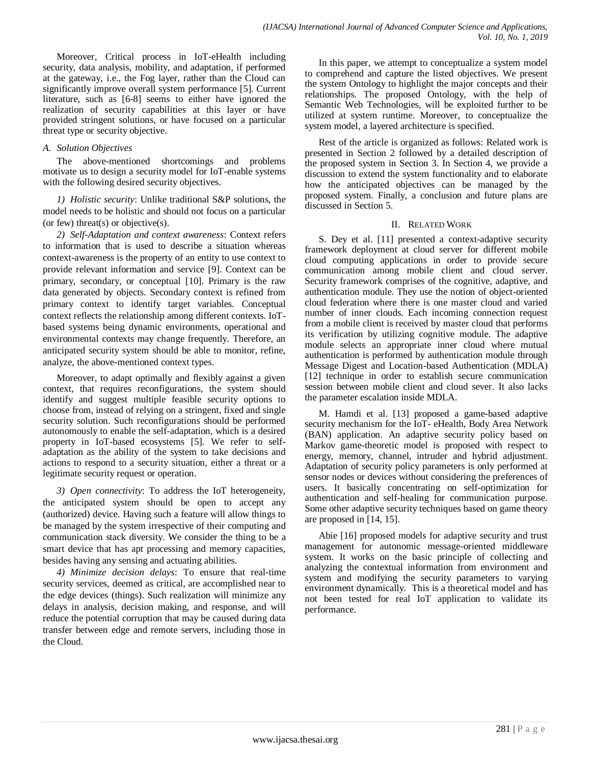Moreover, Critical process in IoT-eHealth including security, data analysis, mobility, and adaptation, if performed at the gateway, i.e., the Fog layer, rather than the Cloud can significantly improve overall system performance [5]. Current literature, such as [6-8] seems to either have ignored the realization of security capabilities at this layer or have provided stringent solutions, or have focused on a particular threat type or security objective.

### A. Solution Objectives

The above-mentioned shortcomings and problems motivate us to design a security model for IoT-enable systems with the following desired security objectives.

*1) Holistic security*: Unlike traditional S&P solutions, the model needs to be holistic and should not focus on a particular (or few) threat(s) or objective(s).

*2) Self-Adaptation and context awareness*: Context refers to information that is used to describe a situation whereas context-awareness is the property of an entity to use context to provide relevant information and service [9]. Context can be primary, secondary, or conceptual [10]. Primary is the raw data generated by objects. Secondary context is refined from primary context to identify target variables. Conceptual context reflects the relationship among different contexts. IoT-based systems being dynamic environments, operational and environmental contexts may change frequently. Therefore, an anticipated security system should be able to monitor, refine, analyze, the above-mentioned context types.

Moreover, to adapt optimally and flexibly against a given context, that requires reconfigurations, the system should identify and suggest multiple feasible security options to choose from, instead of relying on a stringent, fixed and single security solution. Such reconfigurations should be performed autonomously to enable the self-adaptation, which is a desired property in IoT-based ecosystems [5]. We refer to self-adaptation as the ability of the system to take decisions and actions to respond to a security situation, either a threat or a legitimate security request or operation.

*3) Open connectivity*: To address the IoT heterogeneity, the anticipated system should be open to accept any (authorized) device. Having such a feature will allow things to be managed by the system irrespective of their computing and communication stack diversity. We consider the thing to be a smart device that has apt processing and memory capacities, besides having any sensing and actuating abilities.

*4) Minimize decision delays*: To ensure that real-time security services, deemed as critical, are accomplished near to the edge devices (things). Such realization will minimize any delays in analysis, decision making, and response, and will reduce the potential corruption that may be caused during data transfer between edge and remote servers, including those in the Cloud.

In this paper, we attempt to conceptualize a system model to comprehend and capture the listed objectives. We present the system Ontology to highlight the major concepts and their relationships. The proposed Ontology, with the help of Semantic Web Technologies, will be exploited further to be utilized at system runtime. Moreover, to conceptualize the system model, a layered architecture is specified.

Rest of the article is organized as follows: Related work is presented in Section 2 followed by a detailed description of the proposed system in Section 3. In Section 4, we provide a discussion to extend the system functionality and to elaborate how the anticipated objectives can be managed by the proposed system. Finally, a conclusion and future plans are discussed in Section 5.

## II. Related Work

S. Dey et al. [11] presented a context-adaptive security framework deployment at cloud server for different mobile cloud computing applications in order to provide secure communication among mobile client and cloud server. Security framework comprises of the cognitive, adaptive, and authentication module. They use the notion of object-oriented cloud federation where there is one master cloud and varied number of inner clouds. Each incoming connection request from a mobile client is received by master cloud that performs its verification by utilizing cognitive module. The adaptive module selects an appropriate inner cloud where mutual authentication is performed by authentication module through Message Digest and Location-based Authentication (MDLA) [12] technique in order to establish secure communication session between mobile client and cloud sever. It also lacks the parameter escalation inside MDLA.

M. Hamdi et al. [13] proposed a game-based adaptive security mechanism for the IoT- eHealth, Body Area Network (BAN) application. An adaptive security policy based on Markov game-theoretic model is proposed with respect to energy, memory, channel, intruder and hybrid adjustment. Adaptation of security policy parameters is only performed at sensor nodes or devices without considering the preferences of users. It basically concentrating on self-optimization for authentication and self-healing for communication purpose. Some other adaptive security techniques based on game theory are proposed in [14, 15].

Abie [16] proposed models for adaptive security and trust management for autonomic message-oriented middleware system. It works on the basic principle of collecting and analyzing the contextual information from environment and system and modifying the security parameters to varying environment dynamically. This is a theoretical model and has not been tested for real IoT application to validate its performance.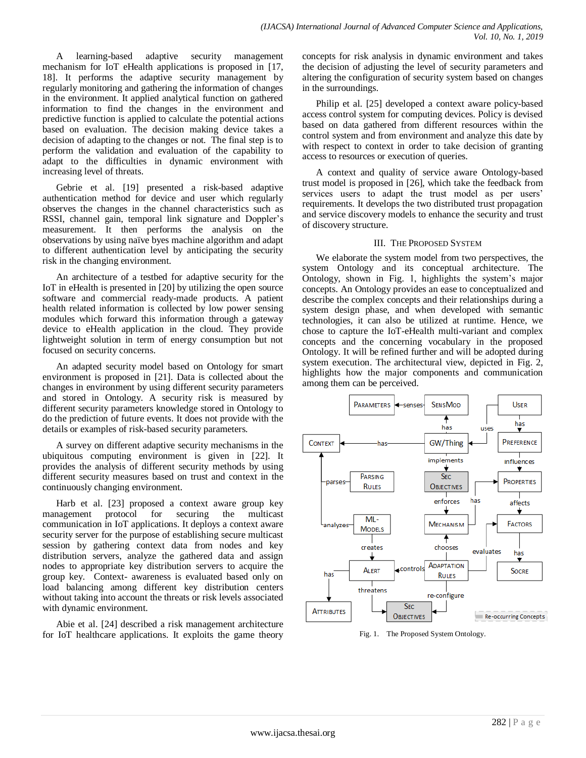A learning-based adaptive security management mechanism for IoT eHealth applications is proposed in [17, 18]. It performs the adaptive security management by regularly monitoring and gathering the information of changes in the environment. It applied analytical function on gathered information to find the changes in the environment and predictive function is applied to calculate the potential actions based on evaluation. The decision making device takes a decision of adapting to the changes or not. The final step is to perform the validation and evaluation of the capability to adapt to the difficulties in dynamic environment with increasing level of threats.

Gebrie et al. [19] presented a risk-based adaptive authentication method for device and user which regularly observes the changes in the channel characteristics such as RSSI, channel gain, temporal link signature and Doppler's measurement. It then performs the analysis on the observations by using naïve byes machine algorithm and adapt to different authentication level by anticipating the security risk in the changing environment.

An architecture of a testbed for adaptive security for the IoT in eHealth is presented in [20] by utilizing the open source software and commercial ready-made products. A patient health related information is collected by low power sensing modules which forward this information through a gateway device to eHealth application in the cloud. They provide lightweight solution in term of energy consumption but not focused on security concerns.

An adapted security model based on Ontology for smart environment is proposed in [21]. Data is collected about the changes in environment by using different security parameters and stored in Ontology. A security risk is measured by different security parameters knowledge stored in Ontology to do the prediction of future events. It does not provide with the details or examples of risk-based security parameters.

A survey on different adaptive security mechanisms in the ubiquitous computing environment is given in [22]. It provides the analysis of different security methods by using different security measures based on trust and context in the continuously changing environment.

Harb et al. [23] proposed a context aware group key management protocol for securing the multicast communication in IoT applications. It deploys a context aware security server for the purpose of establishing secure multicast session by gathering context data from nodes and key distribution servers, analyze the gathered data and assign nodes to appropriate key distribution servers to acquire the group key. Context- awareness is evaluated based only on load balancing among different key distribution centers without taking into account the threats or risk levels associated with dynamic environment.

Abie et al. [24] described a risk management architecture for IoT healthcare applications. It exploits the game theory concepts for risk analysis in dynamic environment and takes the decision of adjusting the level of security parameters and altering the configuration of security system based on changes in the surroundings.

Philip et al. [25] developed a context aware policy-based access control system for computing devices. Policy is devised based on data gathered from different resources within the control system and from environment and analyze this date by with respect to context in order to take decision of granting access to resources or execution of queries.

A context and quality of service aware Ontology-based trust model is proposed in [26], which take the feedback from services users to adapt the trust model as per users' requirements. It develops the two distributed trust propagation and service discovery models to enhance the security and trust of discovery structure.

## III. The Proposed System

We elaborate the system model from two perspectives, the system Ontology and its conceptual architecture. The Ontology, shown in Fig. 1, highlights the system's major concepts. An Ontology provides an ease to conceptualized and describe the complex concepts and their relationships during a system design phase, and when developed with semantic technologies, it can also be utilized at runtime. Hence, we chose to capture the IoT-eHealth multi-variant and complex concepts and the concerning vocabulary in the proposed Ontology. It will be refined further and will be adopted during system execution. The architectural view, depicted in Fig. 2, highlights how the major components and communication among them can be perceived.

Fig. 1. The Proposed System Ontology.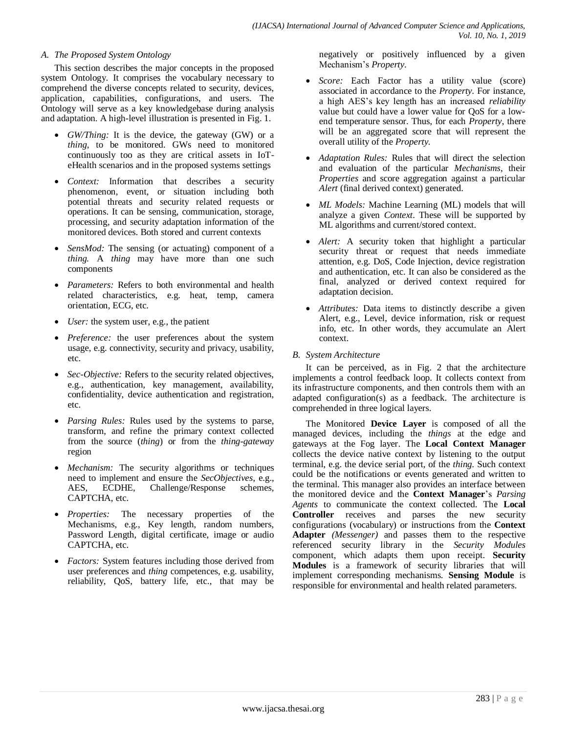### A. The Proposed System Ontology

This section describes the major concepts in the proposed system Ontology. It comprises the vocabulary necessary to comprehend the diverse concepts related to security, devices, application, capabilities, configurations, and users. The Ontology will serve as a key knowledgebase during analysis and adaptation. A high-level illustration is presented in Fig. 1.

- *GW/Thing:* It is the device, the gateway (GW) or a *thing*, to be monitored. GWs need to monitored continuously too as they are critical assets in IoT-eHealth scenarios and in the proposed systems settings
- *Context:* Information that describes a security phenomenon, event, or situation including both potential threats and security related requests or operations. It can be sensing, communication, storage, processing, and security adaptation information of the monitored devices. Both stored and current contexts
- *SensMod:* The sensing (or actuating) component of a *thing.* A *thing* may have more than one such components
- *Parameters:* Refers to both environmental and health related characteristics, e.g. heat, temp, camera orientation, ECG, etc.
- *User:* the system user, e.g., the patient
- *Preference:* the user preferences about the system usage, e.g. connectivity, security and privacy, usability, etc.
- *Sec-Objective:* Refers to the security related objectives, e.g., authentication, key management, availability, confidentiality, device authentication and registration, etc.
- *Parsing Rules:* Rules used by the systems to parse, transform, and refine the primary context collected from the source (*thing*) or from the *thing-gateway* region
- *Mechanism:* The security algorithms or techniques need to implement and ensure the *SecObjectives*, e.g., AES, ECDHE, Challenge/Response schemes, CAPTCHA, etc.
- *Properties:* The necessary properties of the Mechanisms, e.g., Key length, random numbers, Password Length, digital certificate, image or audio CAPTCHA, etc.
- *Factors:* System features including those derived from user preferences and *thing* competences, e.g. usability, reliability, QoS, battery life, etc., that may be negatively or positively influenced by a given Mechanism's *Property*.
- *Score:* Each Factor has a utility value (score) associated in accordance to the *Property*. For instance, a high AES's key length has an increased *reliability* value but could have a lower value for QoS for a low-end temperature sensor. Thus, for each *Property*, there will be an aggregated score that will represent the overall utility of the *Property*.
- *Adaptation Rules:* Rules that will direct the selection and evaluation of the particular *Mechanisms*, their *Properties* and score aggregation against a particular *Alert* (final derived context) generated.
- *ML Models:* Machine Learning (ML) models that will analyze a given *Context*. These will be supported by ML algorithms and current/stored context.
- *Alert:* A security token that highlight a particular security threat or request that needs immediate attention, e.g. DoS, Code Injection, device registration and authentication, etc. It can also be considered as the final, analyzed or derived context required for adaptation decision.
- *Attributes:* Data items to distinctly describe a given Alert, e.g., Level, device information, risk or request info, etc. In other words, they accumulate an Alert context.

### B. System Architecture

It can be perceived, as in Fig. 2 that the architecture implements a control feedback loop. It collects context from its infrastructure components, and then controls them with an adapted configuration(s) as a feedback. The architecture is comprehended in three logical layers.

The Monitored **Device Layer** is composed of all the managed devices, including the *things* at the edge and gateways at the Fog layer. The **Local Context Manager** collects the device native context by listening to the output terminal, e.g. the device serial port, of the *thing*. Such context could be the notifications or events generated and written to the terminal. This manager also provides an interface between the monitored device and the **Context Manager**'s *Parsing Agents* to communicate the context collected. The **Local Controller** receives and parses the new security configurations (vocabulary) or instructions from the **Context Adapter** *(Messenger)* and passes them to the respective referenced security library in the *Security Modules* component, which adapts them upon receipt. **Security Modules** is a framework of security libraries that will implement corresponding mechanisms. **Sensing Module** is responsible for environmental and health related parameters.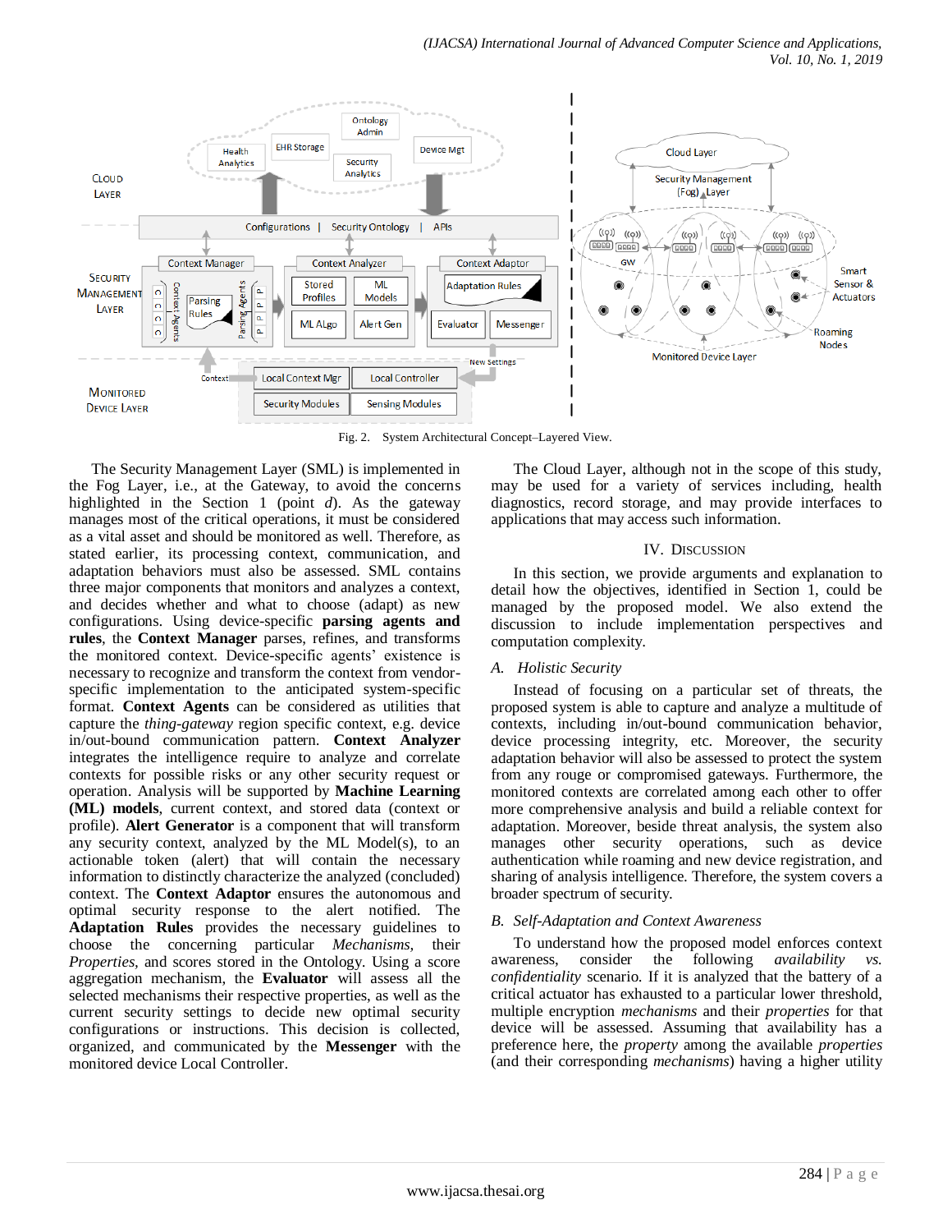Fig. 2. System Architectural Concept–Layered View.

The Security Management Layer (SML) is implemented in the Fog Layer, i.e., at the Gateway, to avoid the concerns highlighted in the Section 1 (point *d*). As the gateway manages most of the critical operations, it must be considered as a vital asset and should be monitored as well. Therefore, as stated earlier, its processing context, communication, and adaptation behaviors must also be assessed. SML contains three major components that monitors and analyzes a context, and decides whether and what to choose (adapt) as new configurations. Using device-specific **parsing agents and rules**, the **Context Manager** parses, refines, and transforms the monitored context. Device-specific agents' existence is necessary to recognize and transform the context from vendor-specific implementation to the anticipated system-specific format. **Context Agents** can be considered as utilities that capture the *thing-gateway* region specific context, e.g. device in/out-bound communication pattern. **Context Analyzer** integrates the intelligence require to analyze and correlate contexts for possible risks or any other security request or operation. Analysis will be supported by **Machine Learning (ML) models**, current context, and stored data (context or profile). **Alert Generator** is a component that will transform any security context, analyzed by the ML Model(s), to an actionable token (alert) that will contain the necessary information to distinctly characterize the analyzed (concluded) context. The **Context Adaptor** ensures the autonomous and optimal security response to the alert notified. The **Adaptation Rules** provides the necessary guidelines to choose the concerning particular *Mechanisms*, their *Properties*, and scores stored in the Ontology. Using a score aggregation mechanism, the **Evaluator** will assess all the selected mechanisms their respective properties, as well as the current security settings to decide new optimal security configurations or instructions. This decision is collected, organized, and communicated by the **Messenger** with the monitored device Local Controller.

The Cloud Layer, although not in the scope of this study, may be used for a variety of services including, health diagnostics, record storage, and may provide interfaces to applications that may access such information.

## IV. Discussion

In this section, we provide arguments and explanation to detail how the objectives, identified in Section 1, could be managed by the proposed model. We also extend the discussion to include implementation perspectives and computation complexity.

### A. Holistic Security

Instead of focusing on a particular set of threats, the proposed system is able to capture and analyze a multitude of contexts, including in/out-bound communication behavior, device processing integrity, etc. Moreover, the security adaptation behavior will also be assessed to protect the system from any rouge or compromised gateways. Furthermore, the monitored contexts are correlated among each other to offer more comprehensive analysis and build a reliable context for adaptation. Moreover, beside threat analysis, the system also manages other security operations, such as device authentication while roaming and new device registration, and sharing of analysis intelligence. Therefore, the system covers a broader spectrum of security.

### B. Self-Adaptation and Context Awareness

To understand how the proposed model enforces context awareness, consider the following *availability vs. confidentiality* scenario. If it is analyzed that the battery of a critical actuator has exhausted to a particular lower threshold, multiple encryption *mechanisms* and their *properties* for that device will be assessed. Assuming that availability has a preference here, the *property* among the available *properties* (and their corresponding *mechanisms*) having a higher utility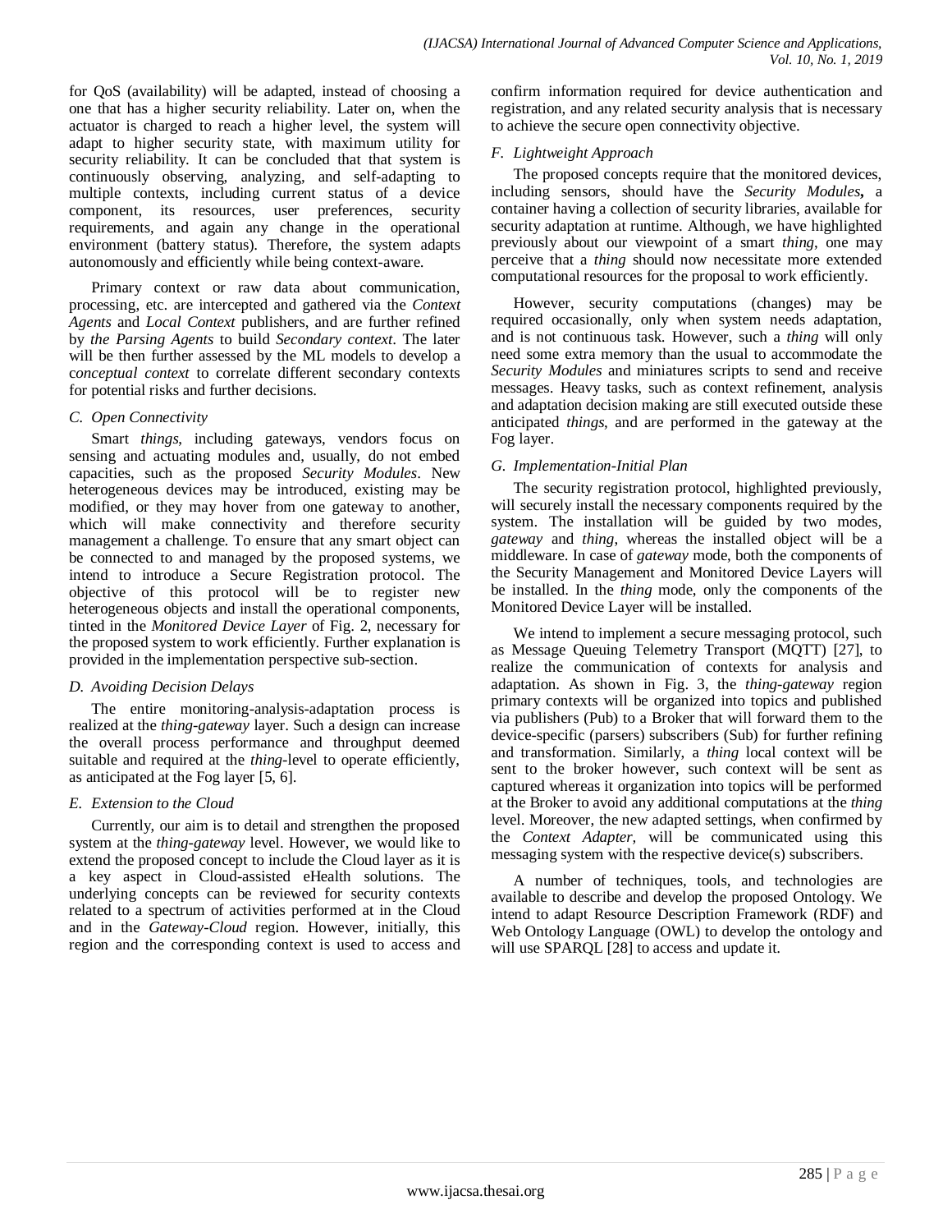for QoS (availability) will be adapted, instead of choosing a one that has a higher security reliability. Later on, when the actuator is charged to reach a higher level, the system will adapt to higher security state, with maximum utility for security reliability. It can be concluded that that system is continuously observing, analyzing, and self-adapting to multiple contexts, including current status of a device component, its resources, user preferences, security requirements, and again any change in the operational environment (battery status). Therefore, the system adapts autonomously and efficiently while being context-aware.

Primary context or raw data about communication, processing, etc. are intercepted and gathered via the *Context Agents* and *Local Context* publishers, and are further refined by *the Parsing Agents* to build *Secondary context*. The later will be then further assessed by the ML models to develop a c*onceptual context* to correlate different secondary contexts for potential risks and further decisions.

### *C. Open Connectivity*

Smart *things*, including gateways, vendors focus on sensing and actuating modules and, usually, do not embed capacities, such as the proposed *Security Modules*. New heterogeneous devices may be introduced, existing may be modified, or they may hover from one gateway to another, which will make connectivity and therefore security management a challenge. To ensure that any smart object can be connected to and managed by the proposed systems, we intend to introduce a Secure Registration protocol. The objective of this protocol will be to register new heterogeneous objects and install the operational components, tinted in the *Monitored Device Layer* of Fig. 2, necessary for the proposed system to work efficiently. Further explanation is provided in the implementation perspective sub-section.

### *D. Avoiding Decision Delays*

The entire monitoring-analysis-adaptation process is realized at the *thing-gateway* layer. Such a design can increase the overall process performance and throughput deemed suitable and required at the *thing*-level to operate efficiently, as anticipated at the Fog layer [5, 6].

### *E. Extension to the Cloud*

Currently, our aim is to detail and strengthen the proposed system at the *thing-gateway* level. However, we would like to extend the proposed concept to include the Cloud layer as it is a key aspect in Cloud-assisted eHealth solutions. The underlying concepts can be reviewed for security contexts related to a spectrum of activities performed at in the Cloud and in the *Gateway-Cloud* region. However, initially, this region and the corresponding context is used to access and confirm information required for device authentication and registration, and any related security analysis that is necessary to achieve the secure open connectivity objective.

### *F. Lightweight Approach*

The proposed concepts require that the monitored devices, including sensors, should have the *Security Modules***,** a container having a collection of security libraries, available for security adaptation at runtime. Although, we have highlighted previously about our viewpoint of a smart *thing*, one may perceive that a *thing* should now necessitate more extended computational resources for the proposal to work efficiently.

However, security computations (changes) may be required occasionally, only when system needs adaptation, and is not continuous task. However, such a *thing* will only need some extra memory than the usual to accommodate the *Security Modules* and miniatures scripts to send and receive messages. Heavy tasks, such as context refinement, analysis and adaptation decision making are still executed outside these anticipated *things*, and are performed in the gateway at the Fog layer.

### *G. Implementation-Initial Plan*

The security registration protocol, highlighted previously, will securely install the necessary components required by the system. The installation will be guided by two modes, *gateway* and *thing*, whereas the installed object will be a middleware. In case of *gateway* mode, both the components of the Security Management and Monitored Device Layers will be installed. In the *thing* mode, only the components of the Monitored Device Layer will be installed.

We intend to implement a secure messaging protocol, such as Message Queuing Telemetry Transport (MQTT) [27], to realize the communication of contexts for analysis and adaptation. As shown in Fig. 3, the *thing-gateway* region primary contexts will be organized into topics and published via publishers (Pub) to a Broker that will forward them to the device-specific (parsers) subscribers (Sub) for further refining and transformation. Similarly, a *thing* local context will be sent to the broker however, such context will be sent as captured whereas it organization into topics will be performed at the Broker to avoid any additional computations at the *thing* level. Moreover, the new adapted settings, when confirmed by the *Context Adapter*, will be communicated using this messaging system with the respective device(s) subscribers.

A number of techniques, tools, and technologies are available to describe and develop the proposed Ontology. We intend to adapt Resource Description Framework (RDF) and Web Ontology Language (OWL) to develop the ontology and will use SPARQL [28] to access and update it.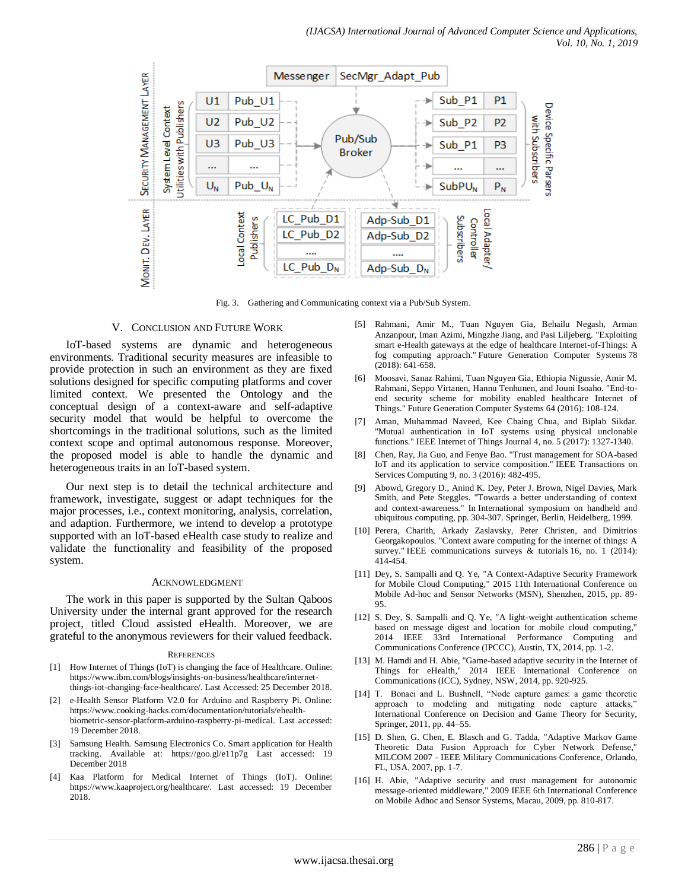Fig. 3. Gathering and Communicating context via a Pub/Sub System.

## V. Conclusion and Future Work

IoT-based systems are dynamic and heterogeneous environments. Traditional security measures are infeasible to provide protection in such an environment as they are fixed solutions designed for specific computing platforms and cover limited context. We presented the Ontology and the conceptual design of a context-aware and self-adaptive security model that would be helpful to overcome the shortcomings in the traditional solutions, such as the limited context scope and optimal autonomous response. Moreover, the proposed model is able to handle the dynamic and heterogeneous traits in an IoT-based system.

Our next step is to detail the technical architecture and framework, investigate, suggest or adapt techniques for the major processes, i.e., context monitoring, analysis, correlation, and adaption. Furthermore, we intend to develop a prototype supported with an IoT-based eHealth case study to realize and validate the functionality and feasibility of the proposed system.

## Acknowledgment

The work in this paper is supported by the Sultan Qaboos University under the internal grant approved for the research project, titled Cloud assisted eHealth. Moreover, we are grateful to the anonymous reviewers for their valued feedback.

## References

[1] How Internet of Things (IoT) is changing the face of Healthcare. Online: https://www.ibm.com/blogs/insights-on-business/healthcare/internet-things-iot-changing-face-healthcare/. Last Accessed: 25 December 2018.

[2] e-Health Sensor Platform V2.0 for Arduino and Raspberry Pi. Online: https://www.cooking-hacks.com/documentation/tutorials/ehealth-biometric-sensor-platform-arduino-raspberry-pi-medical. Last accessed: 19 December 2018.

[3] Samsung Health. Samsung Electronics Co. Smart application for Health tracking. Available at: https://goo.gl/e11p7g Last accessed: 19 December 2018

[4] Kaa Platform for Medical Internet of Things (IoT). Online: https://www.kaaproject.org/healthcare/. Last accessed: 19 December 2018.

[5] Rahmani, Amir M., Tuan Nguyen Gia, Behailu Negash, Arman Anzanpour, Iman Azimi, Mingzhe Jiang, and Pasi Liljeberg. "Exploiting smart e-Health gateways at the edge of healthcare Internet-of-Things: A fog computing approach." Future Generation Computer Systems 78 (2018): 641-658.

[6] Moosavi, Sanaz Rahimi, Tuan Nguyen Gia, Ethiopia Nigussie, Amir M. Rahmani, Seppo Virtanen, Hannu Tenhunen, and Jouni Isoaho. "End-to-end security scheme for mobility enabled healthcare Internet of Things." Future Generation Computer Systems 64 (2016): 108-124.

[7] Aman, Muhammad Naveed, Kee Chaing Chua, and Biplab Sikdar. "Mutual authentication in IoT systems using physical unclonable functions." IEEE Internet of Things Journal 4, no. 5 (2017): 1327-1340.

[8] Chen, Ray, Jia Guo, and Fenye Bao. "Trust management for SOA-based IoT and its application to service composition." IEEE Transactions on Services Computing 9, no. 3 (2016): 482-495.

[9] Abowd, Gregory D., Anind K. Dey, Peter J. Brown, Nigel Davies, Mark Smith, and Pete Steggles. "Towards a better understanding of context and context-awareness." In International symposium on handheld and ubiquitous computing, pp. 304-307. Springer, Berlin, Heidelberg, 1999.

[10] Perera, Charith, Arkady Zaslavsky, Peter Christen, and Dimitrios Georgakopoulos. "Context aware computing for the internet of things: A survey." IEEE communications surveys & tutorials 16, no. 1 (2014): 414-454.

[11] Dey, S. Sampalli and Q. Ye, "A Context-Adaptive Security Framework for Mobile Cloud Computing," 2015 11th International Conference on Mobile Ad-hoc and Sensor Networks (MSN), Shenzhen, 2015, pp. 89-95.

[12] S. Dey, S. Sampalli and Q. Ye, "A light-weight authentication scheme based on message digest and location for mobile cloud computing," 2014 IEEE 33rd International Performance Computing and Communications Conference (IPCCC), Austin, TX, 2014, pp. 1-2.

[13] M. Hamdi and H. Abie, "Game-based adaptive security in the Internet of Things for eHealth," 2014 IEEE International Conference on Communications (ICC), Sydney, NSW, 2014, pp. 920-925.

[14] T. Bonaci and L. Bushnell, "Node capture games: a game theoretic approach to modeling and mitigating node capture attacks," International Conference on Decision and Game Theory for Security, Springer, 2011, pp. 44–55.

[15] D. Shen, G. Chen, E. Blasch and G. Tadda, "Adaptive Markov Game Theoretic Data Fusion Approach for Cyber Network Defense," MILCOM 2007 - IEEE Military Communications Conference, Orlando, FL, USA, 2007, pp. 1-7.

[16] H. Abie, "Adaptive security and trust management for autonomic message-oriented middleware," 2009 IEEE 6th International Conference on Mobile Adhoc and Sensor Systems, Macau, 2009, pp. 810-817.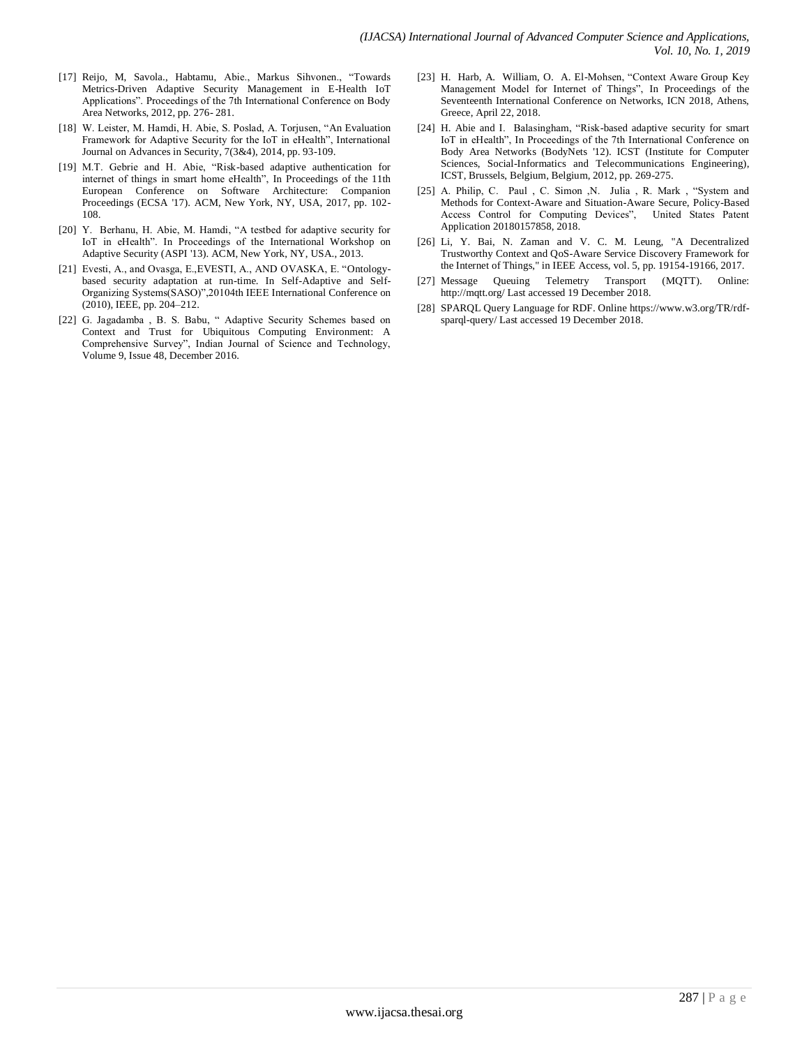[17] Reijo, M, Savola., Habtamu, Abie., Markus Sihvonen., "Towards Metrics-Driven Adaptive Security Management in E-Health IoT Applications". Proceedings of the 7th International Conference on Body Area Networks, 2012, pp. 276- 281.

[18] W. Leister, M. Hamdi, H. Abie, S. Poslad, A. Torjusen, "An Evaluation Framework for Adaptive Security for the IoT in eHealth", International Journal on Advances in Security, 7(3&4), 2014, pp. 93-109.

[19] M.T. Gebrie and H. Abie, "Risk-based adaptive authentication for internet of things in smart home eHealth", In Proceedings of the 11th European Conference on Software Architecture: Companion Proceedings (ECSA '17). ACM, New York, NY, USA, 2017, pp. 102-108.

[20] Y. Berhanu, H. Abie, M. Hamdi, "A testbed for adaptive security for IoT in eHealth". In Proceedings of the International Workshop on Adaptive Security (ASPI '13). ACM, New York, NY, USA., 2013.

[21] Evesti, A., and Ovasga, E.,EVESTI, A., AND OVASKA, E. "Ontology-based security adaptation at run-time. In Self-Adaptive and Self-Organizing Systems(SASO)",20104th IEEE International Conference on (2010), IEEE, pp. 204–212.

[22] G. Jagadamba , B. S. Babu, " Adaptive Security Schemes based on Context and Trust for Ubiquitous Computing Environment: A Comprehensive Survey", Indian Journal of Science and Technology, Volume 9, Issue 48, December 2016.

[23] H. Harb, A. William, O. A. El-Mohsen, "Context Aware Group Key Management Model for Internet of Things", In Proceedings of the Seventeenth International Conference on Networks, ICN 2018, Athens, Greece, April 22, 2018.

[24] H. Abie and I. Balasingham, "Risk-based adaptive security for smart IoT in eHealth", In Proceedings of the 7th International Conference on Body Area Networks (BodyNets '12). ICST (Institute for Computer Sciences, Social-Informatics and Telecommunications Engineering), ICST, Brussels, Belgium, Belgium, 2012, pp. 269-275.

[25] A. Philip, C. Paul , C. Simon ,N. Julia , R. Mark , "System and Methods for Context-Aware and Situation-Aware Secure, Policy-Based Access Control for Computing Devices", United States Patent Application 20180157858, 2018.

[26] Li, Y. Bai, N. Zaman and V. C. M. Leung, "A Decentralized Trustworthy Context and QoS-Aware Service Discovery Framework for the Internet of Things," in IEEE Access, vol. 5, pp. 19154-19166, 2017.

[27] Message Queuing Telemetry Transport (MQTT). Online: http://mqtt.org/ Last accessed 19 December 2018.

[28] SPARQL Query Language for RDF. Online https://www.w3.org/TR/rdf-sparql-query/ Last accessed 19 December 2018.